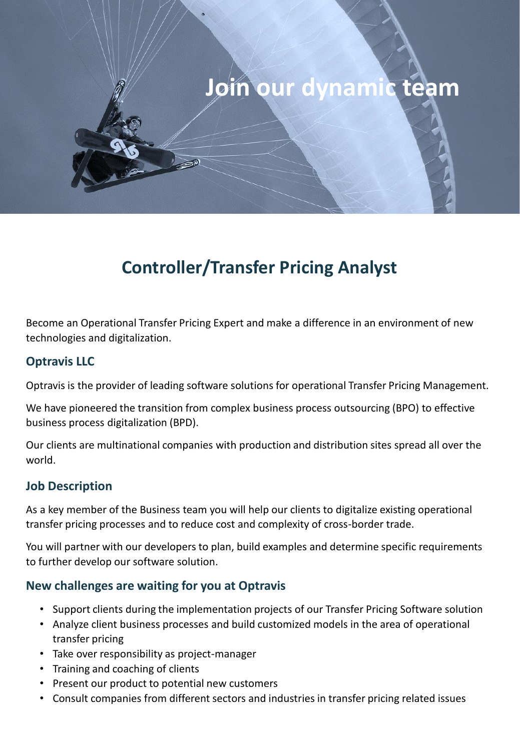# Join our dynamic team

## Controller/Transfer Pricing Analyst

Become an Operational Transfer Pricing Expert and make a difference in an environment of new technologies and digitalization.

### Optravis LLC

Optravis is the provider of leading software solutions for operational Transfer Pricing Management.

We have pioneered the transition from complex business process outsourcing (BPO) to effective business process digitalization (BPD).

Our clients are multinational companies with production and distribution sites spread all over the world.

### Job Description

As a key member of the Business team you will help our clients to digitalize existing operational transfer pricing processes and to reduce cost and complexity of cross-border trade.

You will partner with our developers to plan, build examples and determine specific requirements to further develop our software solution.

### New challenges are waiting for you at Optravis

- Support clients during the implementation projects of our Transfer Pricing Software solution
- Analyze client business processes and build customized models in the area of operational transfer pricing
- Take over responsibility as project-manager
- Training and coaching of clients
- Present our product to potential new customers
- Consult companies from different sectors and industries in transfer pricing related issues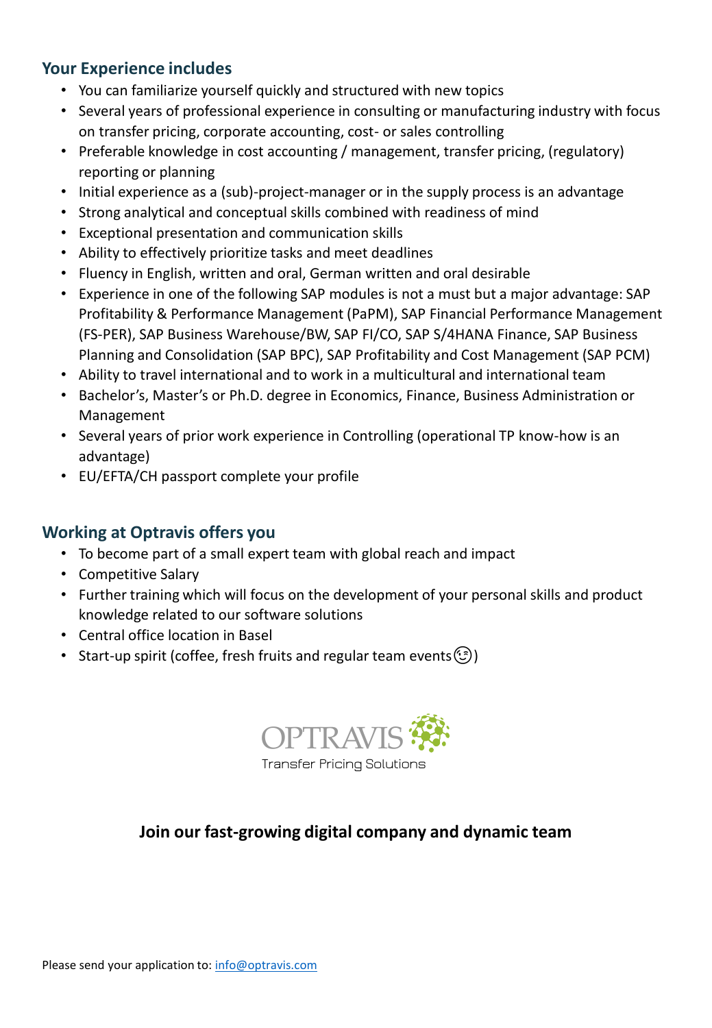## Your Experience includes

- You can familiarize yourself quickly and structured with new topics
- Several years of professional experience in consulting or manufacturing industry with focus on transfer pricing, corporate accounting, cost- or sales controlling
- Preferable knowledge in cost accounting / management, transfer pricing, (regulatory) reporting or planning
- Initial experience as a (sub)-project-manager or in the supply process is an advantage
- Strong analytical and conceptual skills combined with readiness of mind
- Exceptional presentation and communication skills
- Ability to effectively prioritize tasks and meet deadlines
- Fluency in English, written and oral, German written and oral desirable
- Experience in one of the following SAP modules is not a must but a major advantage: SAP Profitability & Performance Management (PaPM), SAP Financial Performance Management (FS-PER), SAP Business Warehouse/BW, SAP FI/CO, SAP S/4HANA Finance, SAP Business Planning and Consolidation (SAP BPC), SAP Profitability and Cost Management (SAP PCM)
- Ability to travel international and to work in a multicultural and international team
- Bachelor's, Master's or Ph.D. degree in Economics, Finance, Business Administration or Management
- Several years of prior work experience in Controlling (operational TP know-how is an advantage)
- EU/EFTA/CH passport complete your profile

## Working at Optravis offers you

- To become part of a small expert team with global reach and impact
- Competitive Salary
- Further training which will focus on the development of your personal skills and product knowledge related to our software solutions
- Central office location in Basel
- Start-up spirit (coffee, fresh fruits and regular team events 😉)

OPTRAVIS
Transfer Pricing Solutions

**Join our fast-growing digital company and dynamic team**

Please send your application to: info@optravis.com